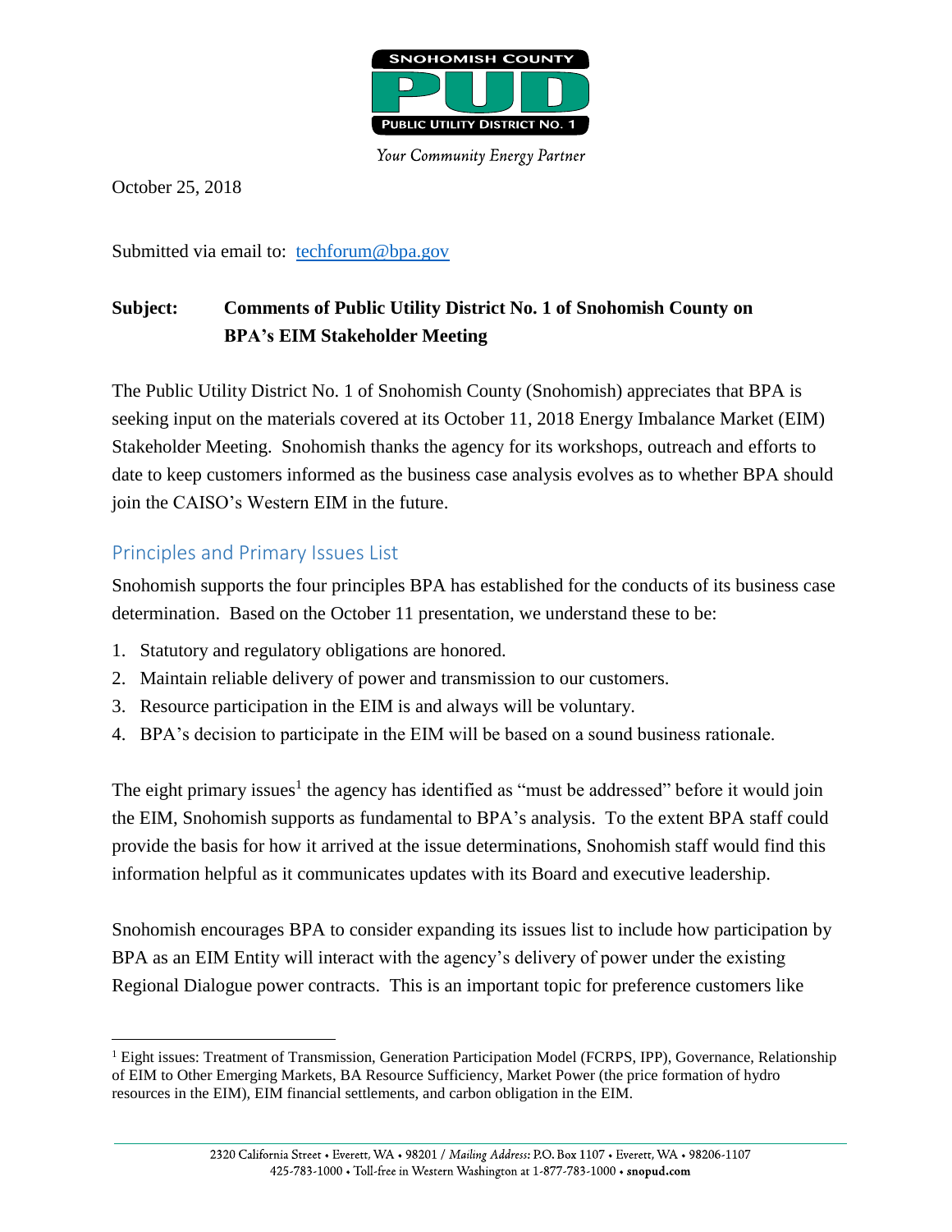SNOHOMISH COUNTY PUD PUBLIC UTILITY DISTRICT NO. 1

*Your Community Energy Partner*

October 25, 2018

Submitted via email to: techforum@bpa.gov

**Subject: Comments of Public Utility District No. 1 of Snohomish County on BPA's EIM Stakeholder Meeting**

The Public Utility District No. 1 of Snohomish County (Snohomish) appreciates that BPA is seeking input on the materials covered at its October 11, 2018 Energy Imbalance Market (EIM) Stakeholder Meeting. Snohomish thanks the agency for its workshops, outreach and efforts to date to keep customers informed as the business case analysis evolves as to whether BPA should join the CAISO's Western EIM in the future.

## Principles and Primary Issues List

Snohomish supports the four principles BPA has established for the conducts of its business case determination. Based on the October 11 presentation, we understand these to be:

1. Statutory and regulatory obligations are honored.
2. Maintain reliable delivery of power and transmission to our customers.
3. Resource participation in the EIM is and always will be voluntary.
4. BPA's decision to participate in the EIM will be based on a sound business rationale.

The eight primary issues[1] the agency has identified as "must be addressed" before it would join the EIM, Snohomish supports as fundamental to BPA's analysis. To the extent BPA staff could provide the basis for how it arrived at the issue determinations, Snohomish staff would find this information helpful as it communicates updates with its Board and executive leadership.

Snohomish encourages BPA to consider expanding its issues list to include how participation by BPA as an EIM Entity will interact with the agency's delivery of power under the existing Regional Dialogue power contracts. This is an important topic for preference customers like

[1] Eight issues: Treatment of Transmission, Generation Participation Model (FCRPS, IPP), Governance, Relationship of EIM to Other Emerging Markets, BA Resource Sufficiency, Market Power (the price formation of hydro resources in the EIM), EIM financial settlements, and carbon obligation in the EIM.

2320 California Street • Everett, WA • 98201 / *Mailing Address:* P.O. Box 1107 • Everett, WA • 98206-1107
425-783-1000 • Toll-free in Western Washington at 1-877-783-1000 • **snopud.com**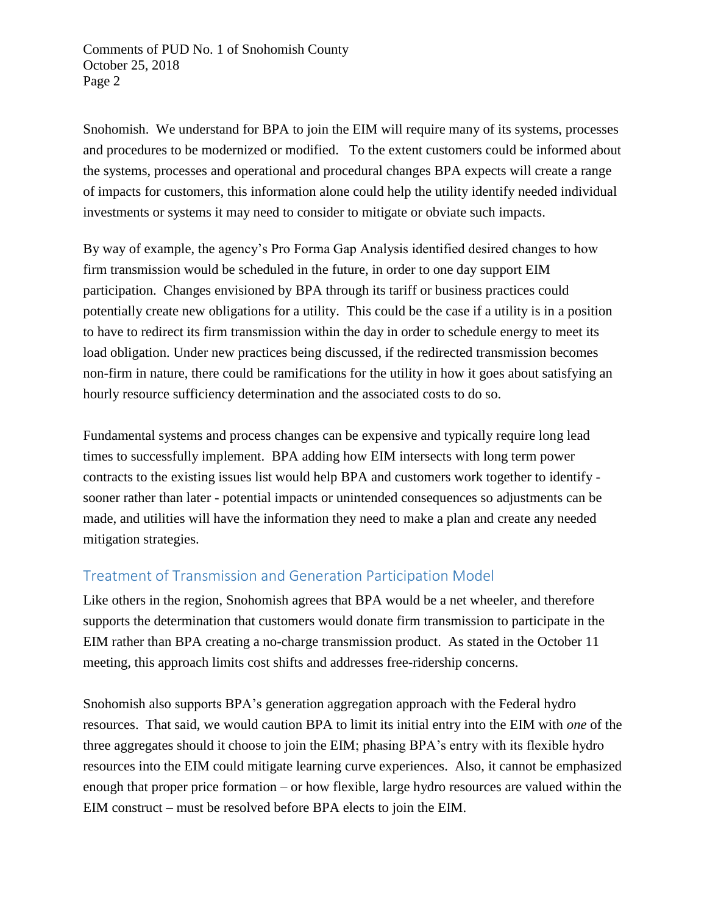Snohomish. We understand for BPA to join the EIM will require many of its systems, processes and procedures to be modernized or modified. To the extent customers could be informed about the systems, processes and operational and procedural changes BPA expects will create a range of impacts for customers, this information alone could help the utility identify needed individual investments or systems it may need to consider to mitigate or obviate such impacts.

By way of example, the agency's Pro Forma Gap Analysis identified desired changes to how firm transmission would be scheduled in the future, in order to one day support EIM participation. Changes envisioned by BPA through its tariff or business practices could potentially create new obligations for a utility. This could be the case if a utility is in a position to have to redirect its firm transmission within the day in order to schedule energy to meet its load obligation. Under new practices being discussed, if the redirected transmission becomes non-firm in nature, there could be ramifications for the utility in how it goes about satisfying an hourly resource sufficiency determination and the associated costs to do so.

Fundamental systems and process changes can be expensive and typically require long lead times to successfully implement. BPA adding how EIM intersects with long term power contracts to the existing issues list would help BPA and customers work together to identify - sooner rather than later - potential impacts or unintended consequences so adjustments can be made, and utilities will have the information they need to make a plan and create any needed mitigation strategies.

## Treatment of Transmission and Generation Participation Model

Like others in the region, Snohomish agrees that BPA would be a net wheeler, and therefore supports the determination that customers would donate firm transmission to participate in the EIM rather than BPA creating a no-charge transmission product. As stated in the October 11 meeting, this approach limits cost shifts and addresses free-ridership concerns.

Snohomish also supports BPA's generation aggregation approach with the Federal hydro resources. That said, we would caution BPA to limit its initial entry into the EIM with *one* of the three aggregates should it choose to join the EIM; phasing BPA's entry with its flexible hydro resources into the EIM could mitigate learning curve experiences. Also, it cannot be emphasized enough that proper price formation – or how flexible, large hydro resources are valued within the EIM construct – must be resolved before BPA elects to join the EIM.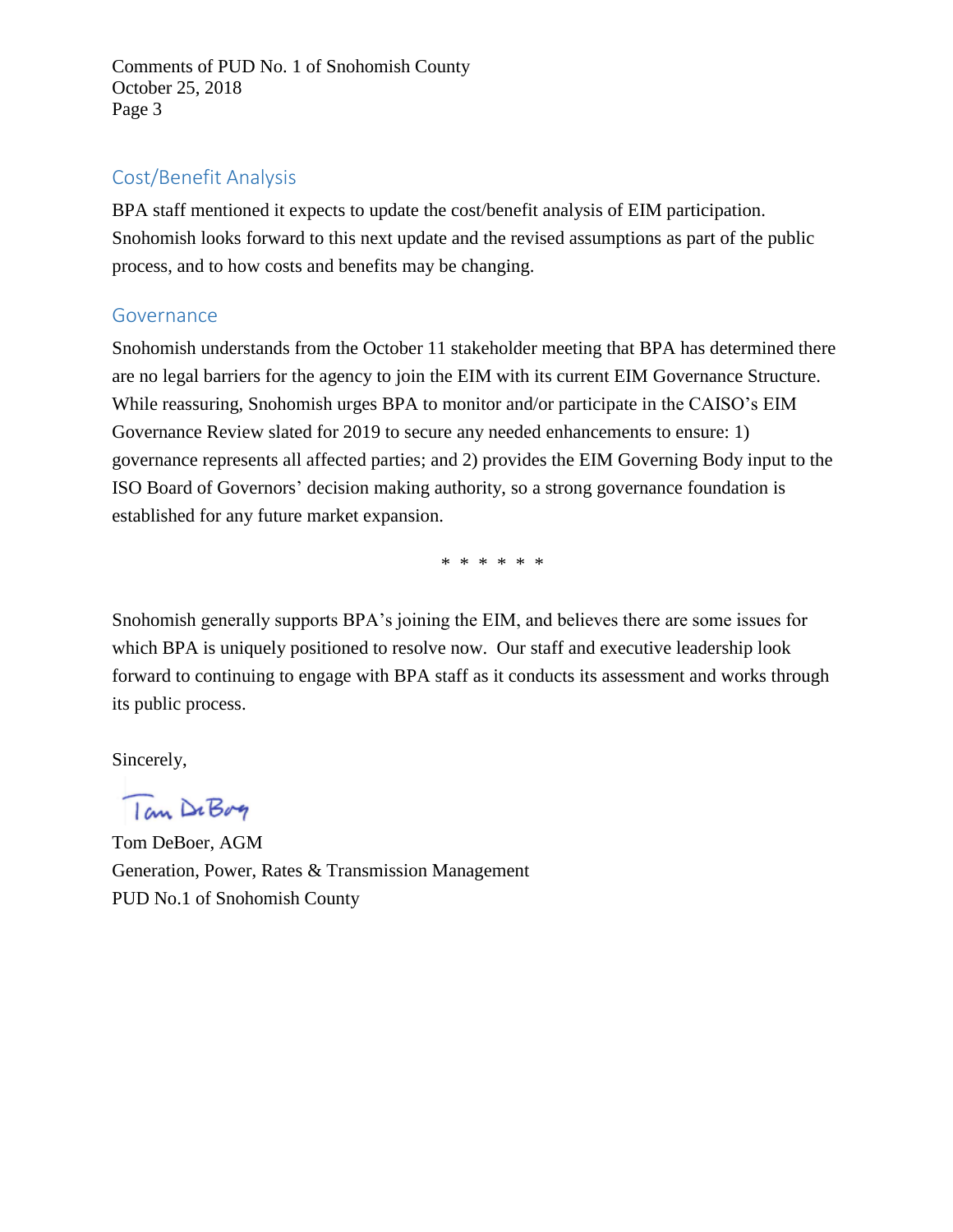## Cost/Benefit Analysis

BPA staff mentioned it expects to update the cost/benefit analysis of EIM participation. Snohomish looks forward to this next update and the revised assumptions as part of the public process, and to how costs and benefits may be changing.

## Governance

Snohomish understands from the October 11 stakeholder meeting that BPA has determined there are no legal barriers for the agency to join the EIM with its current EIM Governance Structure. While reassuring, Snohomish urges BPA to monitor and/or participate in the CAISO's EIM Governance Review slated for 2019 to secure any needed enhancements to ensure: 1) governance represents all affected parties; and 2) provides the EIM Governing Body input to the ISO Board of Governors' decision making authority, so a strong governance foundation is established for any future market expansion.

\* \* \* \* \* \*

Snohomish generally supports BPA's joining the EIM, and believes there are some issues for which BPA is uniquely positioned to resolve now. Our staff and executive leadership look forward to continuing to engage with BPA staff as it conducts its assessment and works through its public process.

Sincerely,

Tom DeBoer

Tom DeBoer, AGM
Generation, Power, Rates & Transmission Management
PUD No.1 of Snohomish County